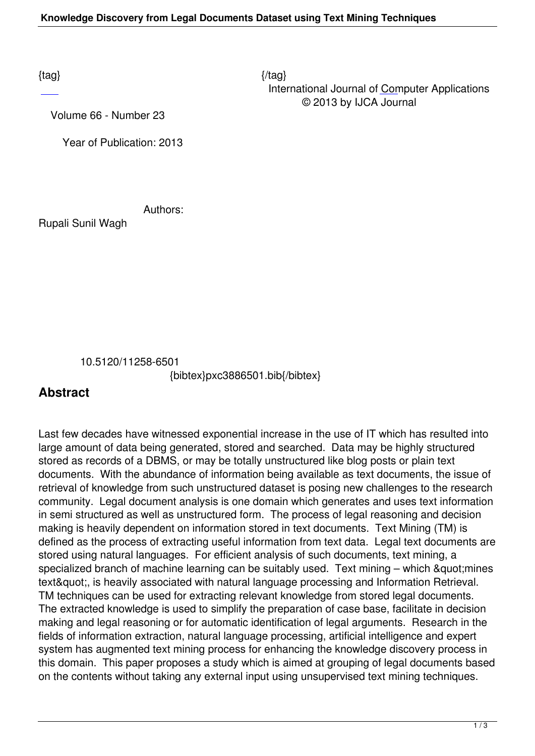{tag} {/tag}

International Journal of Computer Applications
© 2013 by IJCA Journal

Volume 66 - Number 23

Year of Publication: 2013

Authors:

Rupali Sunil Wagh

10.5120/11258-6501

{bibtex}pxc3886501.bib{/bibtex}

## Abstract

Last few decades have witnessed exponential increase in the use of IT which has resulted into large amount of data being generated, stored and searched. Data may be highly structured stored as records of a DBMS, or may be totally unstructured like blog posts or plain text documents. With the abundance of information being available as text documents, the issue of retrieval of knowledge from such unstructured dataset is posing new challenges to the research community. Legal document analysis is one domain which generates and uses text information in semi structured as well as unstructured form. The process of legal reasoning and decision making is heavily dependent on information stored in text documents. Text Mining (TM) is defined as the process of extracting useful information from text data. Legal text documents are stored using natural languages. For efficient analysis of such documents, text mining, a specialized branch of machine learning can be suitably used. Text mining – which &quot;mines text&quot;, is heavily associated with natural language processing and Information Retrieval. TM techniques can be used for extracting relevant knowledge from stored legal documents. The extracted knowledge is used to simplify the preparation of case base, facilitate in decision making and legal reasoning or for automatic identification of legal arguments. Research in the fields of information extraction, natural language processing, artificial intelligence and expert system has augmented text mining process for enhancing the knowledge discovery process in this domain. This paper proposes a study which is aimed at grouping of legal documents based on the contents without taking any external input using unsupervised text mining techniques.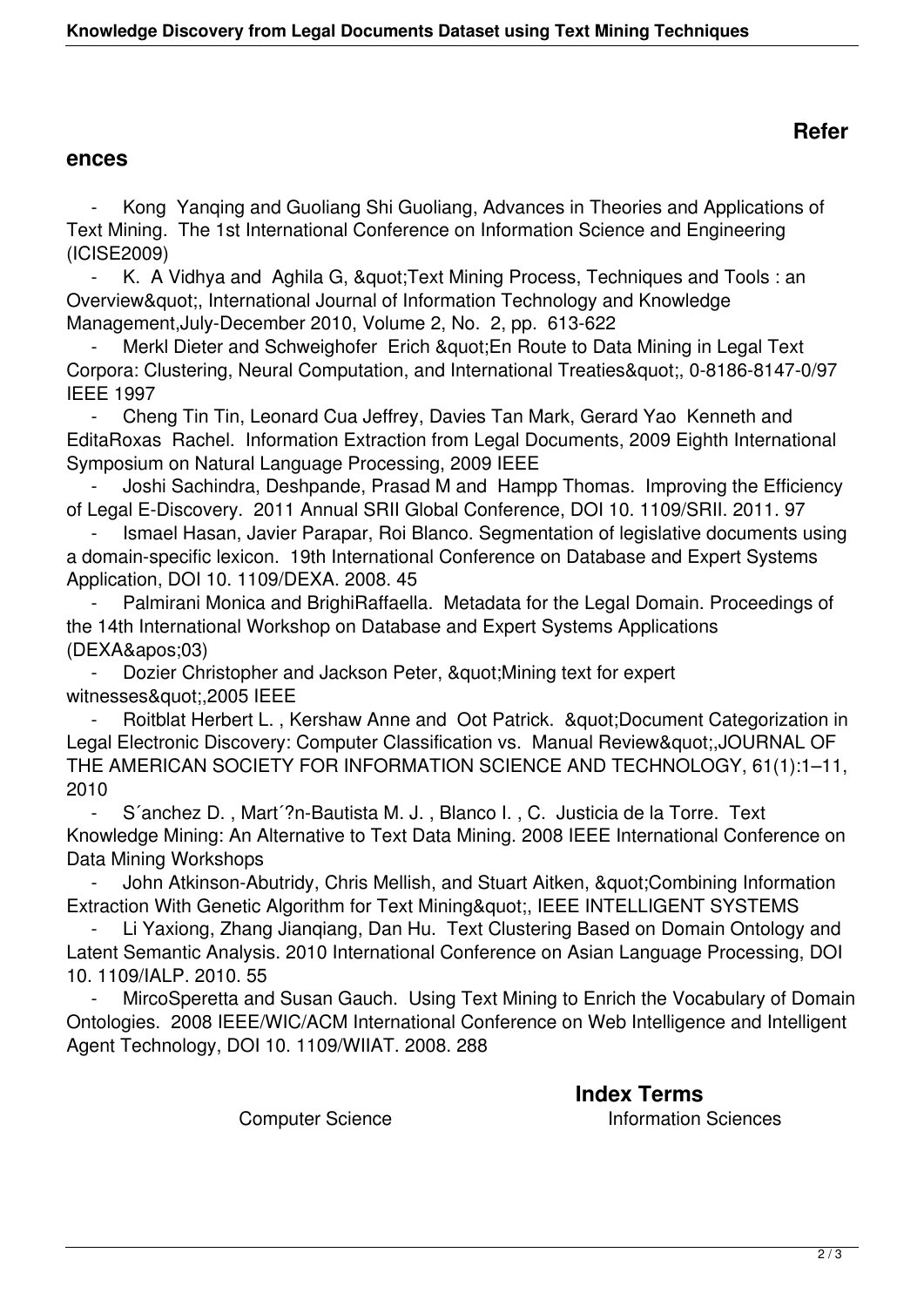## References

- Kong Yanqing and Guoliang Shi Guoliang, Advances in Theories and Applications of Text Mining. The 1st International Conference on Information Science and Engineering (ICISE2009)
- K. A Vidhya and Aghila G, &quot;Text Mining Process, Techniques and Tools : an Overview&quot;, International Journal of Information Technology and Knowledge Management,July-December 2010, Volume 2, No. 2, pp. 613-622
- Merkl Dieter and Schweighofer Erich &quot;En Route to Data Mining in Legal Text Corpora: Clustering, Neural Computation, and International Treaties&quot;, 0-8186-8147-0/97 IEEE 1997
- Cheng Tin Tin, Leonard Cua Jeffrey, Davies Tan Mark, Gerard Yao Kenneth and EditaRoxas Rachel. Information Extraction from Legal Documents, 2009 Eighth International Symposium on Natural Language Processing, 2009 IEEE
- Joshi Sachindra, Deshpande, Prasad M and Hampp Thomas. Improving the Efficiency of Legal E-Discovery. 2011 Annual SRII Global Conference, DOI 10. 1109/SRII. 2011. 97
- Ismael Hasan, Javier Parapar, Roi Blanco. Segmentation of legislative documents using a domain-specific lexicon. 19th International Conference on Database and Expert Systems Application, DOI 10. 1109/DEXA. 2008. 45
- Palmirani Monica and BrighiRaffaella. Metadata for the Legal Domain. Proceedings of the 14th International Workshop on Database and Expert Systems Applications (DEXA&apos;03)
- Dozier Christopher and Jackson Peter, &quot;Mining text for expert witnesses&quot;,2005 IEEE
- Roitblat Herbert L. , Kershaw Anne and Oot Patrick. &quot;Document Categorization in Legal Electronic Discovery: Computer Classification vs. Manual Review&quot;,JOURNAL OF THE AMERICAN SOCIETY FOR INFORMATION SCIENCE AND TECHNOLOGY, 61(1):1–11, 2010
- S´anchez D. , Mart´?n-Bautista M. J. , Blanco I. , C. Justicia de la Torre. Text Knowledge Mining: An Alternative to Text Data Mining. 2008 IEEE International Conference on Data Mining Workshops
- John Atkinson-Abutridy, Chris Mellish, and Stuart Aitken, &quot;Combining Information Extraction With Genetic Algorithm for Text Mining&quot;, IEEE INTELLIGENT SYSTEMS
- Li Yaxiong, Zhang Jianqiang, Dan Hu. Text Clustering Based on Domain Ontology and Latent Semantic Analysis. 2010 International Conference on Asian Language Processing, DOI 10. 1109/IALP. 2010. 55
- MircoSperetta and Susan Gauch. Using Text Mining to Enrich the Vocabulary of Domain Ontologies. 2008 IEEE/WIC/ACM International Conference on Web Intelligence and Intelligent Agent Technology, DOI 10. 1109/WIIAT. 2008. 288

## Index Terms

Computer Science Information Sciences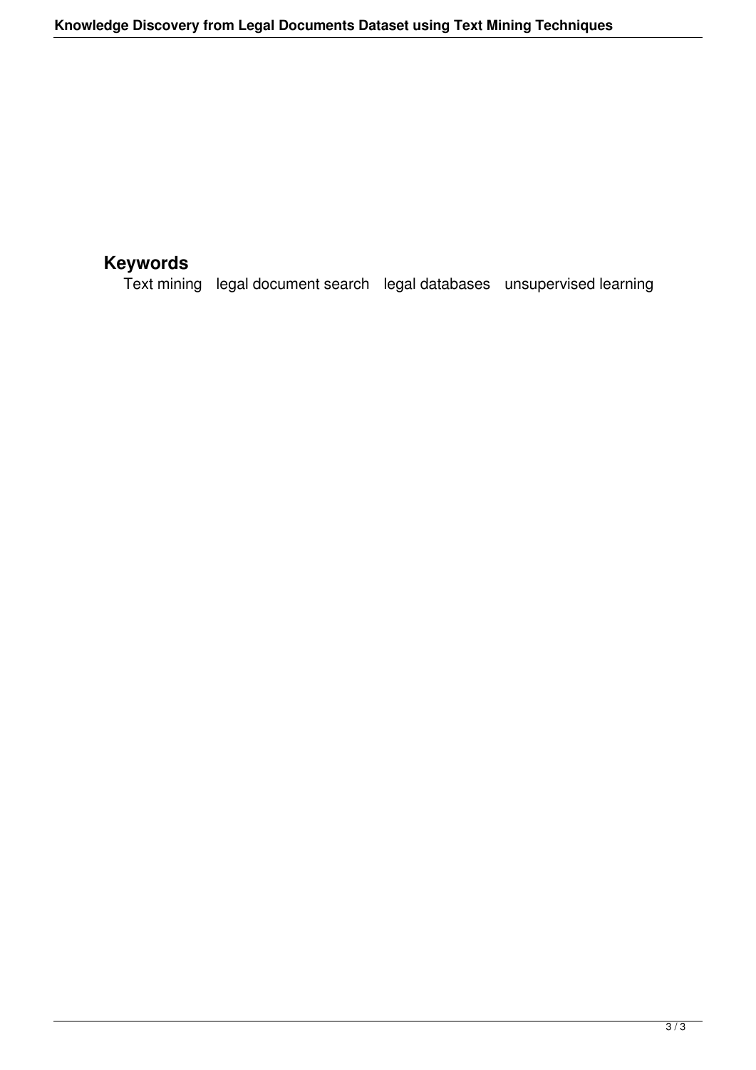## Keywords

Text mining legal document search legal databases unsupervised learning